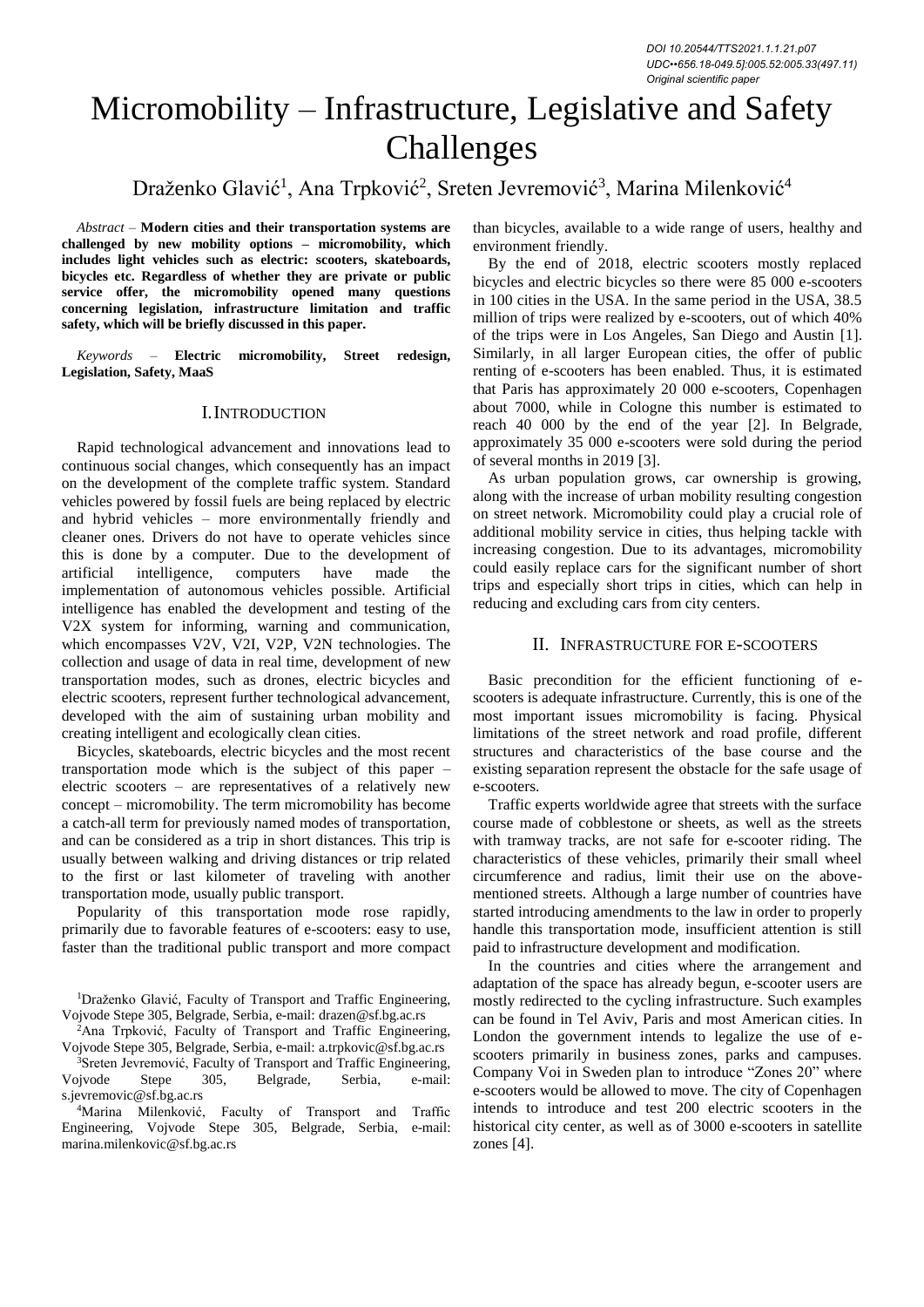DOI 10.20544/TTS2021.1.1.21.p07
UDC••656.18-049.5]:005.52:005.33(497.11)
Original scientific paper

# Micromobility – Infrastructure, Legislative and Safety Challenges

Draženko Glavić[1], Ana Trpković[2], Sreten Jevremović[3], Marina Milenković[4]

*Abstract* – **Modern cities and their transportation systems are challenged by new mobility options – micromobility, which includes light vehicles such as electric: scooters, skateboards, bicycles etc. Regardless of whether they are private or public service offer, the micromobility opened many questions concerning legislation, infrastructure limitation and traffic safety, which will be briefly discussed in this paper.**

*Keywords* – **Electric micromobility, Street redesign, Legislation, Safety, MaaS**

## I. Introduction

Rapid technological advancement and innovations lead to continuous social changes, which consequently has an impact on the development of the complete traffic system. Standard vehicles powered by fossil fuels are being replaced by electric and hybrid vehicles – more environmentally friendly and cleaner ones. Drivers do not have to operate vehicles since this is done by a computer. Due to the development of artificial intelligence, computers have made the implementation of autonomous vehicles possible. Artificial intelligence has enabled the development and testing of the V2X system for informing, warning and communication, which encompasses V2V, V2I, V2P, V2N technologies. The collection and usage of data in real time, development of new transportation modes, such as drones, electric bicycles and electric scooters, represent further technological advancement, developed with the aim of sustaining urban mobility and creating intelligent and ecologically clean cities.

Bicycles, skateboards, electric bicycles and the most recent transportation mode which is the subject of this paper – electric scooters – are representatives of a relatively new concept – micromobility. The term micromobility has become a catch-all term for previously named modes of transportation, and can be considered as a trip in short distances. This trip is usually between walking and driving distances or trip related to the first or last kilometer of traveling with another transportation mode, usually public transport.

Popularity of this transportation mode rose rapidly, primarily due to favorable features of e-scooters: easy to use, faster than the traditional public transport and more compact than bicycles, available to a wide range of users, healthy and environment friendly.

By the end of 2018, electric scooters mostly replaced bicycles and electric bicycles so there were 85 000 e-scooters in 100 cities in the USA. In the same period in the USA, 38.5 million of trips were realized by e-scooters, out of which 40% of the trips were in Los Angeles, San Diego and Austin [1]. Similarly, in all larger European cities, the offer of public renting of e-scooters has been enabled. Thus, it is estimated that Paris has approximately 20 000 e-scooters, Copenhagen about 7000, while in Cologne this number is estimated to reach 40 000 by the end of the year [2]. In Belgrade, approximately 35 000 e-scooters were sold during the period of several months in 2019 [3].

As urban population grows, car ownership is growing, along with the increase of urban mobility resulting congestion on street network. Micromobility could play a crucial role of additional mobility service in cities, thus helping tackle with increasing congestion. Due to its advantages, micromobility could easily replace cars for the significant number of short trips and especially short trips in cities, which can help in reducing and excluding cars from city centers.

## II. Infrastructure for e-scooters

Basic precondition for the efficient functioning of e-scooters is adequate infrastructure. Currently, this is one of the most important issues micromobility is facing. Physical limitations of the street network and road profile, different structures and characteristics of the base course and the existing separation represent the obstacle for the safe usage of e-scooters.

Traffic experts worldwide agree that streets with the surface course made of cobblestone or sheets, as well as the streets with tramway tracks, are not safe for e-scooter riding. The characteristics of these vehicles, primarily their small wheel circumference and radius, limit their use on the above-mentioned streets. Although a large number of countries have started introducing amendments to the law in order to properly handle this transportation mode, insufficient attention is still paid to infrastructure development and modification.

In the countries and cities where the arrangement and adaptation of the space has already begun, e-scooter users are mostly redirected to the cycling infrastructure. Such examples can be found in Tel Aviv, Paris and most American cities. In London the government intends to legalize the use of e-scooters primarily in business zones, parks and campuses. Company Voi in Sweden plan to introduce "Zones 20" where e-scooters would be allowed to move. The city of Copenhagen intends to introduce and test 200 electric scooters in the historical city center, as well as of 3000 e-scooters in satellite zones [4].

---

[1]Draženko Glavić, Faculty of Transport and Traffic Engineering, Vojvode Stepe 305, Belgrade, Serbia, e-mail: drazen@sf.bg.ac.rs

[2]Ana Trpković, Faculty of Transport and Traffic Engineering, Vojvode Stepe 305, Belgrade, Serbia, e-mail: a.trpkovic@sf.bg.ac.rs

[3]Sreten Jevremović, Faculty of Transport and Traffic Engineering, Vojvode Stepe 305, Belgrade, Serbia, e-mail: s.jevremovic@sf.bg.ac.rs

[4]Marina Milenković, Faculty of Transport and Traffic Engineering, Vojvode Stepe 305, Belgrade, Serbia, e-mail: marina.milenkovic@sf.bg.ac.rs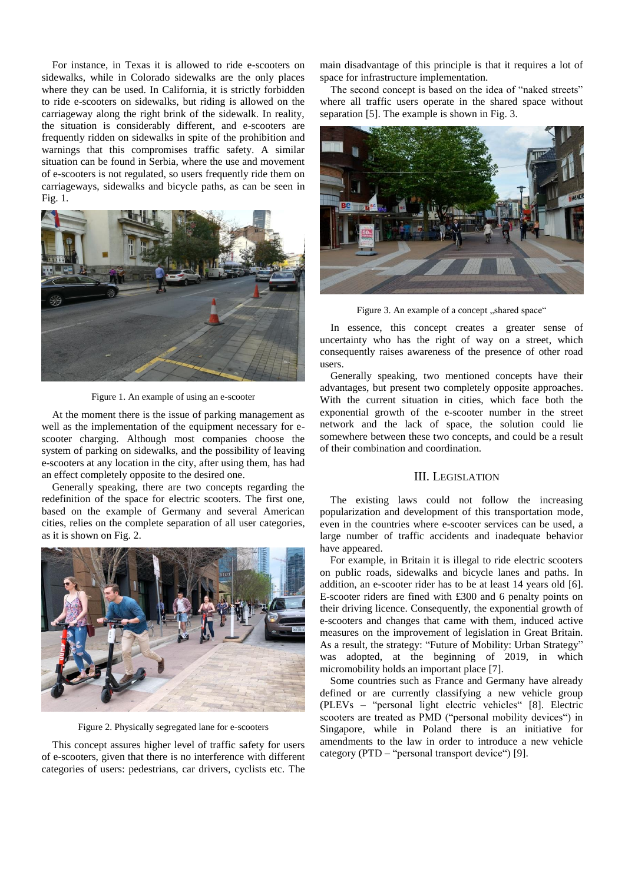For instance, in Texas it is allowed to ride e-scooters on sidewalks, while in Colorado sidewalks are the only places where they can be used. In California, it is strictly forbidden to ride e-scooters on sidewalks, but riding is allowed on the carriageway along the right brink of the sidewalk. In reality, the situation is considerably different, and e-scooters are frequently ridden on sidewalks in spite of the prohibition and warnings that this compromises traffic safety. A similar situation can be found in Serbia, where the use and movement of e-scooters is not regulated, so users frequently ride them on carriageways, sidewalks and bicycle paths, as can be seen in Fig. 1.

Figure 1. An example of using an e-scooter

At the moment there is the issue of parking management as well as the implementation of the equipment necessary for e-scooter charging. Although most companies choose the system of parking on sidewalks, and the possibility of leaving e-scooters at any location in the city, after using them, has had an effect completely opposite to the desired one.

Generally speaking, there are two concepts regarding the redefinition of the space for electric scooters. The first one, based on the example of Germany and several American cities, relies on the complete separation of all user categories, as it is shown on Fig. 2.

Figure 2. Physically segregated lane for e-scooters

This concept assures higher level of traffic safety for users of e-scooters, given that there is no interference with different categories of users: pedestrians, car drivers, cyclists etc. The main disadvantage of this principle is that it requires a lot of space for infrastructure implementation.

The second concept is based on the idea of "naked streets" where all traffic users operate in the shared space without separation [5]. The example is shown in Fig. 3.

Figure 3. An example of a concept „shared space"

In essence, this concept creates a greater sense of uncertainty who has the right of way on a street, which consequently raises awareness of the presence of other road users.

Generally speaking, two mentioned concepts have their advantages, but present two completely opposite approaches. With the current situation in cities, which face both the exponential growth of the e-scooter number in the street network and the lack of space, the solution could lie somewhere between these two concepts, and could be a result of their combination and coordination.

## III. Legislation

The existing laws could not follow the increasing popularization and development of this transportation mode, even in the countries where e-scooter services can be used, a large number of traffic accidents and inadequate behavior have appeared.

For example, in Britain it is illegal to ride electric scooters on public roads, sidewalks and bicycle lanes and paths. In addition, an e-scooter rider has to be at least 14 years old [6]. E-scooter riders are fined with £300 and 6 penalty points on their driving licence. Consequently, the exponential growth of e-scooters and changes that came with them, induced active measures on the improvement of legislation in Great Britain. As a result, the strategy: "Future of Mobility: Urban Strategy" was adopted, at the beginning of 2019, in which micromobility holds an important place [7].

Some countries such as France and Germany have already defined or are currently classifying a new vehicle group (PLEVs – "personal light electric vehicles" [8]. Electric scooters are treated as PMD ("personal mobility devices") in Singapore, while in Poland there is an initiative for amendments to the law in order to introduce a new vehicle category (PTD – "personal transport device") [9].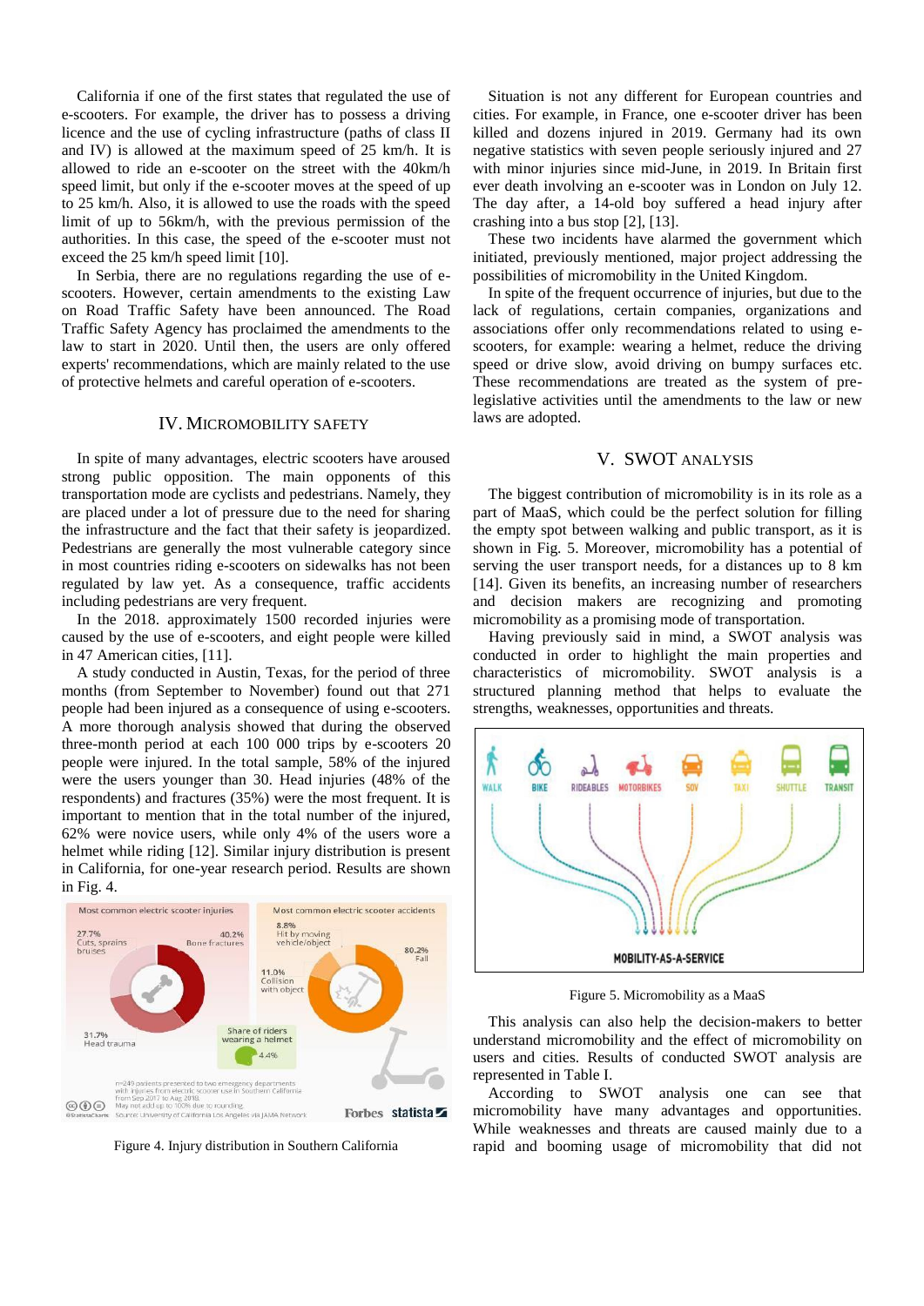California if one of the first states that regulated the use of e-scooters. For example, the driver has to possess a driving licence and the use of cycling infrastructure (paths of class II and IV) is allowed at the maximum speed of 25 km/h. It is allowed to ride an e-scooter on the street with the 40km/h speed limit, but only if the e-scooter moves at the speed of up to 25 km/h. Also, it is allowed to use the roads with the speed limit of up to 56km/h, with the previous permission of the authorities. In this case, the speed of the e-scooter must not exceed the 25 km/h speed limit [10].

In Serbia, there are no regulations regarding the use of e-scooters. However, certain amendments to the existing Law on Road Traffic Safety have been announced. The Road Traffic Safety Agency has proclaimed the amendments to the law to start in 2020. Until then, the users are only offered experts' recommendations, which are mainly related to the use of protective helmets and careful operation of e-scooters.

## IV. Micromobility Safety

In spite of many advantages, electric scooters have aroused strong public opposition. The main opponents of this transportation mode are cyclists and pedestrians. Namely, they are placed under a lot of pressure due to the need for sharing the infrastructure and the fact that their safety is jeopardized. Pedestrians are generally the most vulnerable category since in most countries riding e-scooters on sidewalks has not been regulated by law yet. As a consequence, traffic accidents including pedestrians are very frequent.

In the 2018. approximately 1500 recorded injuries were caused by the use of e-scooters, and eight people were killed in 47 American cities, [11].

A study conducted in Austin, Texas, for the period of three months (from September to November) found out that 271 people had been injured as a consequence of using e-scooters. A more thorough analysis showed that during the observed three-month period at each 100 000 trips by e-scooters 20 people were injured. In the total sample, 58% of the injured were the users younger than 30. Head injuries (48% of the respondents) and fractures (35%) were the most frequent. It is important to mention that in the total number of the injured, 62% were novice users, while only 4% of the users wore a helmet while riding [12]. Similar injury distribution is present in California, for one-year research period. Results are shown in Fig. 4.

Figure 4. Injury distribution in Southern California

Situation is not any different for European countries and cities. For example, in France, one e-scooter driver has been killed and dozens injured in 2019. Germany had its own negative statistics with seven people seriously injured and 27 with minor injuries since mid-June, in 2019. In Britain first ever death involving an e-scooter was in London on July 12. The day after, a 14-old boy suffered a head injury after crashing into a bus stop [2], [13].

These two incidents have alarmed the government which initiated, previously mentioned, major project addressing the possibilities of micromobility in the United Kingdom.

In spite of the frequent occurrence of injuries, but due to the lack of regulations, certain companies, organizations and associations offer only recommendations related to using e-scooters, for example: wearing a helmet, reduce the driving speed or drive slow, avoid driving on bumpy surfaces etc. These recommendations are treated as the system of pre-legislative activities until the amendments to the law or new laws are adopted.

## V. SWOT Analysis

The biggest contribution of micromobility is in its role as a part of MaaS, which could be the perfect solution for filling the empty spot between walking and public transport, as it is shown in Fig. 5. Moreover, micromobility has a potential of serving the user transport needs, for a distances up to 8 km [14]. Given its benefits, an increasing number of researchers and decision makers are recognizing and promoting micromobility as a promising mode of transportation.

Having previously said in mind, a SWOT analysis was conducted in order to highlight the main properties and characteristics of micromobility. SWOT analysis is a structured planning method that helps to evaluate the strengths, weaknesses, opportunities and threats.

Figure 5. Micromobility as a MaaS

This analysis can also help the decision-makers to better understand micromobility and the effect of micromobility on users and cities. Results of conducted SWOT analysis are represented in Table I.

According to SWOT analysis one can see that micromobility have many advantages and opportunities. While weaknesses and threats are caused mainly due to a rapid and booming usage of micromobility that did not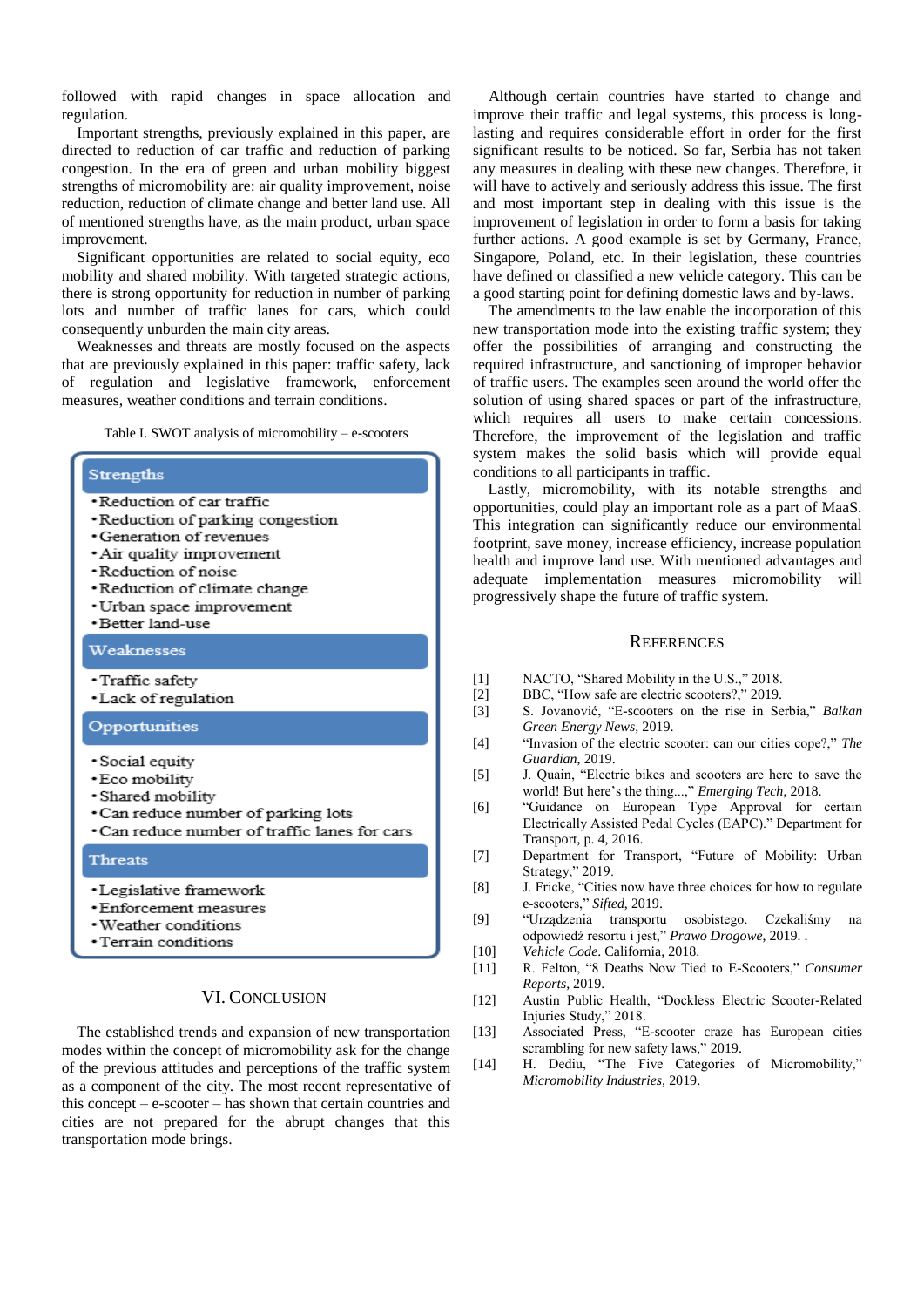followed with rapid changes in space allocation and regulation.

Important strengths, previously explained in this paper, are directed to reduction of car traffic and reduction of parking congestion. In the era of green and urban mobility biggest strengths of micromobility are: air quality improvement, noise reduction, reduction of climate change and better land use. All of mentioned strengths have, as the main product, urban space improvement.

Significant opportunities are related to social equity, eco mobility and shared mobility. With targeted strategic actions, there is strong opportunity for reduction in number of parking lots and number of traffic lanes for cars, which could consequently unburden the main city areas.

Weaknesses and threats are mostly focused on the aspects that are previously explained in this paper: traffic safety, lack of regulation and legislative framework, enforcement measures, weather conditions and terrain conditions.

Table I. SWOT analysis of micromobility – e-scooters

**Strengths**

- Reduction of car traffic
- Reduction of parking congestion
- Generation of revenues
- Air quality improvement
- Reduction of noise
- Reduction of climate change
- Urban space improvement
- Better land-use

**Weaknesses**

- Traffic safety
- Lack of regulation

**Opportunities**

- Social equity
- Eco mobility
- Shared mobility
- Can reduce number of parking lots
- Can reduce number of traffic lanes for cars

**Threats**

- Legislative framework
- Enforcement measures
- Weather conditions
- Terrain conditions

## VI. Conclusion

The established trends and expansion of new transportation modes within the concept of micromobility ask for the change of the previous attitudes and perceptions of the traffic system as a component of the city. The most recent representative of this concept – e-scooter – has shown that certain countries and cities are not prepared for the abrupt changes that this transportation mode brings.

Although certain countries have started to change and improve their traffic and legal systems, this process is long-lasting and requires considerable effort in order for the first significant results to be noticed. So far, Serbia has not taken any measures in dealing with these new changes. Therefore, it will have to actively and seriously address this issue. The first and most important step in dealing with this issue is the improvement of legislation in order to form a basis for taking further actions. A good example is set by Germany, France, Singapore, Poland, etc. In their legislation, these countries have defined or classified a new vehicle category. This can be a good starting point for defining domestic laws and by-laws.

The amendments to the law enable the incorporation of this new transportation mode into the existing traffic system; they offer the possibilities of arranging and constructing the required infrastructure, and sanctioning of improper behavior of traffic users. The examples seen around the world offer the solution of using shared spaces or part of the infrastructure, which requires all users to make certain concessions. Therefore, the improvement of the legislation and traffic system makes the solid basis which will provide equal conditions to all participants in traffic.

Lastly, micromobility, with its notable strengths and opportunities, could play an important role as a part of MaaS. This integration can significantly reduce our environmental footprint, save money, increase efficiency, increase population health and improve land use. With mentioned advantages and adequate implementation measures micromobility will progressively shape the future of traffic system.

## References

[1] NACTO, "Shared Mobility in the U.S.," 2018.

[2] BBC, "How safe are electric scooters?," 2019.

[3] S. Jovanović, "E-scooters on the rise in Serbia," *Balkan Green Energy News*, 2019.

[4] "Invasion of the electric scooter: can our cities cope?," *The Guardian,* 2019.

[5] J. Quain, "Electric bikes and scooters are here to save the world! But here's the thing...," *Emerging Tech*, 2018.

[6] "Guidance on European Type Approval for certain Electrically Assisted Pedal Cycles (EAPC)." Department for Transport, p. 4, 2016.

[7] Department for Transport, "Future of Mobility: Urban Strategy," 2019.

[8] J. Fricke, "Cities now have three choices for how to regulate e-scooters," *Sifted*, 2019.

[9] "Urządzenia transportu osobistego. Czekaliśmy na odpowiedź resortu i jest," *Prawo Drogowe*, 2019. .

[10] *Vehicle Code*. California, 2018.

[11] R. Felton, "8 Deaths Now Tied to E-Scooters," *Consumer Reports*, 2019.

[12] Austin Public Health, "Dockless Electric Scooter-Related Injuries Study," 2018.

[13] Associated Press, "E-scooter craze has European cities scrambling for new safety laws," 2019.

[14] H. Dediu, "The Five Categories of Micromobility," *Micromobility Industries*, 2019.